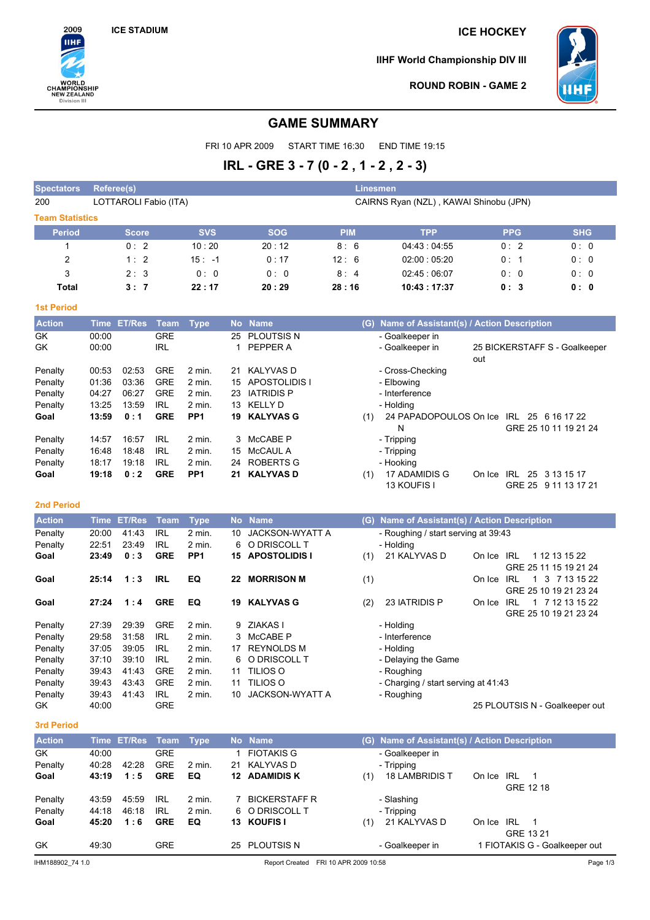2009 IIHF WORLD CHAMPIONSHIP NEW ZEALAND Division III

ICE STADIUM

ICE HOCKEY

IIHF World Championship DIV III

ROUND ROBIN - GAME 2

# GAME SUMMARY

FRI 10 APR 2009 START TIME 16:30 END TIME 19:15

## IRL - GRE 3 - 7 (0 - 2 , 1 - 2 , 2 - 3)

| Spectators | Referee(s) | Linesmen |
|---|---|---|
| 200 | LOTTAROLI Fabio (ITA) | CAIRNS Ryan (NZL) , KAWAI Shinobu (JPN) |

### Team Statistics

| Period | Score | SVS | SOG | PIM | TPP | PPG | SHG |
|---|---|---|---|---|---|---|---|
| 1 | 0 : 2 | 10 : 20 | 20 : 12 | 8 : 6 | 04:43 : 04:55 | 0 : 2 | 0 : 0 |
| 2 | 1 : 2 | 15 : -1 | 0 : 17 | 12 : 6 | 02:00 : 05:20 | 0 : 1 | 0 : 0 |
| 3 | 2 : 3 | 0 : 0 | 0 : 0 | 8 : 4 | 02:45 : 06:07 | 0 : 0 | 0 : 0 |
| **Total** | **3 : 7** | **22 : 17** | **20 : 29** | **28 : 16** | **10:43 : 17:37** | **0 : 3** | **0 : 0** |

### 1st Period

| Action | Time | ET/Res | Team | Type | No | Name | (G) | Name of Assistant(s) / Action Description | |
|---|---|---|---|---|---|---|---|---|---|
| GK | 00:00 | | GRE | | 25 | PLOUTSIS N | | - Goalkeeper in | |
| GK | 00:00 | | IRL | | 1 | PEPPER A | | - Goalkeeper in | 25 BICKERSTAFF S - Goalkeeper out |
| Penalty | 00:53 | 02:53 | GRE | 2 min. | 21 | KALYVAS D | | - Cross-Checking | |
| Penalty | 01:36 | 03:36 | GRE | 2 min. | 15 | APOSTOLIDIS I | | - Elbowing | |
| Penalty | 04:27 | 06:27 | GRE | 2 min. | 23 | IATRIDIS P | | - Interference | |
| Penalty | 13:25 | 13:59 | IRL | 2 min. | 13 | KELLY D | | - Holding | |
| **Goal** | **13:59** | **0 : 1** | **GRE** | **PP1** | **19** | **KALYVAS G** | (1) | 24 PAPADOPOULOS N | On Ice IRL 25 6 16 17 22 GRE 25 10 11 19 21 24 |
| Penalty | 14:57 | 16:57 | IRL | 2 min. | 3 | McCABE P | | - Tripping | |
| Penalty | 16:48 | 18:48 | IRL | 2 min. | 15 | McCAUL A | | - Tripping | |
| Penalty | 18:17 | 19:18 | IRL | 2 min. | 24 | ROBERTS G | | - Hooking | |
| **Goal** | **19:18** | **0 : 2** | **GRE** | **PP1** | **21** | **KALYVAS D** | (1) | 17 ADAMIDIS G 13 KOUFIS I | On Ice IRL 25 3 13 15 17 GRE 25 9 11 13 17 21 |

### 2nd Period

| Action | Time | ET/Res | Team | Type | No | Name | (G) | Name of Assistant(s) / Action Description | |
|---|---|---|---|---|---|---|---|---|---|
| Penalty | 20:00 | 41:43 | IRL | 2 min. | 10 | JACKSON-WYATT A | | - Roughing / start serving at 39:43 | |
| Penalty | 22:51 | 23:49 | IRL | 2 min. | 6 | O DRISCOLL T | | - Holding | |
| **Goal** | **23:49** | **0 : 3** | **GRE** | **PP1** | **15** | **APOSTOLIDIS I** | (1) | 21 KALYVAS D | On Ice IRL 1 12 13 15 22 GRE 25 11 15 19 21 24 |
| **Goal** | **25:14** | **1 : 3** | **IRL** | **EQ** | **22** | **MORRISON M** | (1) | | On Ice IRL 1 3 7 13 15 22 GRE 25 10 19 21 23 24 |
| **Goal** | **27:24** | **1 : 4** | **GRE** | **EQ** | **19** | **KALYVAS G** | (2) | 23 IATRIDIS P | On Ice IRL 1 7 12 13 15 22 GRE 25 10 19 21 23 24 |
| Penalty | 27:39 | 29:39 | GRE | 2 min. | 9 | ZIAKAS I | | - Holding | |
| Penalty | 29:58 | 31:58 | IRL | 2 min. | 3 | McCABE P | | - Interference | |
| Penalty | 37:05 | 39:05 | IRL | 2 min. | 17 | REYNOLDS M | | - Holding | |
| Penalty | 37:10 | 39:10 | IRL | 2 min. | 6 | O DRISCOLL T | | - Delaying the Game | |
| Penalty | 39:43 | 41:43 | GRE | 2 min. | 11 | TILIOS O | | - Roughing | |
| Penalty | 39:43 | 43:43 | GRE | 2 min. | 11 | TILIOS O | | - Charging / start serving at 41:43 | |
| Penalty | 39:43 | 41:43 | IRL | 2 min. | 10 | JACKSON-WYATT A | | - Roughing | |
| GK | 40:00 | | GRE | | | | | | 25 PLOUTSIS N - Goalkeeper out |

### 3rd Period

| Action | Time | ET/Res | Team | Type | No | Name | (G) | Name of Assistant(s) / Action Description | |
|---|---|---|---|---|---|---|---|---|---|
| GK | 40:00 | | GRE | | 1 | FIOTAKIS G | | - Goalkeeper in | |
| Penalty | 40:28 | 42:28 | GRE | 2 min. | 21 | KALYVAS D | | - Tripping | |
| **Goal** | **43:19** | **1 : 5** | **GRE** | **EQ** | **12** | **ADAMIDIS K** | (1) | 18 LAMBRIDIS T | On Ice IRL 1 GRE 12 18 |
| Penalty | 43:59 | 45:59 | IRL | 2 min. | 7 | BICKERSTAFF R | | - Slashing | |
| Penalty | 44:18 | 46:18 | IRL | 2 min. | 6 | O DRISCOLL T | | - Tripping | |
| **Goal** | **45:20** | **1 : 6** | **GRE** | **EQ** | **13** | **KOUFIS I** | (1) | 21 KALYVAS D | On Ice IRL 1 GRE 13 21 |
| GK | 49:30 | | GRE | | 25 | PLOUTSIS N | | - Goalkeeper in | 1 FIOTAKIS G - Goalkeeper out |

IHM188902_74 1.0 Report Created FRI 10 APR 2009 10:58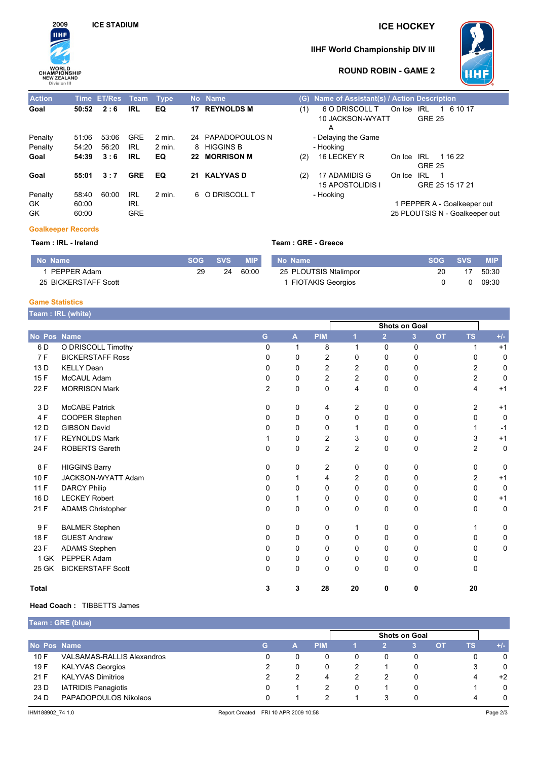# ICE HOCKEY

## IIHF World Championship DIV III

### ROUND ROBIN - GAME 2

ICE STADIUM

2009 IIHF WORLD CHAMPIONSHIP NEW ZEALAND Division III

| Action | Time | ET/Res | Team | Type | No | Name | (G) | Name of Assistant(s) / Action Description | | | |
|---|---|---|---|---|---|---|---|---|---|---|---|
| **Goal** | **50:52** | **2 : 6** | **IRL** | **EQ** | **17** | **REYNOLDS M** | (1) | 6 O DRISCOLL T<br>10 JACKSON-WYATT A | On Ice | IRL<br>GRE | 1 6 10 17<br>25 |
| Penalty | 51:06 | 53:06 | GRE | 2 min. | 24 | PAPADOPOULOS N | | - Delaying the Game | | | |
| Penalty | 54:20 | 56:20 | IRL | 2 min. | 8 | HIGGINS B | | - Hooking | | | |
| **Goal** | **54:39** | **3 : 6** | **IRL** | **EQ** | **22** | **MORRISON M** | (2) | 16 LECKEY R | On Ice | IRL<br>GRE | 1 16 22<br>25 |
| **Goal** | **55:01** | **3 : 7** | **GRE** | **EQ** | **21** | **KALYVAS D** | (2) | 17 ADAMIDIS G<br>15 APOSTOLIDIS I | On Ice | IRL<br>GRE | 1<br>25 15 17 21 |
| Penalty | 58:40 | 60:00 | IRL | 2 min. | 6 | O DRISCOLL T | | - Hooking | | | |
| GK | 60:00 | | IRL | | | | | 1 PEPPER A - Goalkeeper out | | | |
| GK | 60:00 | | GRE | | | | | 25 PLOUTSIS N - Goalkeeper out | | | |

## Goalkeeper Records

**Team : IRL - Ireland**

| No | Name | SOG | SVS | MIP |
|---|---|---|---|---|
| 1 | PEPPER Adam | 29 | 24 | 60:00 |
| 25 | BICKERSTAFF Scott | | | |

**Team : GRE - Greece**

| No | Name | SOG | SVS | MIP |
|---|---|---|---|---|
| 25 | PLOUTSIS Ntalimpor | 20 | 17 | 50:30 |
| 1 | FIOTAKIS Georgios | 0 | 0 | 09:30 |

## Game Statistics

**Team : IRL (white)**

| No | Pos | Name | G | A | PIM | Shots on Goal 1 | 2 | 3 | OT | TS | +/- |
|---|---|---|---|---|---|---|---|---|---|---|---|
| 6 | D | O DRISCOLL Timothy | 0 | 1 | 8 | 1 | 0 | 0 | | 1 | +1 |
| 7 | F | BICKERSTAFF Ross | 0 | 0 | 2 | 0 | 0 | 0 | | 0 | 0 |
| 13 | D | KELLY Dean | 0 | 0 | 2 | 2 | 0 | 0 | | 2 | 0 |
| 15 | F | McCAUL Adam | 0 | 0 | 2 | 2 | 0 | 0 | | 2 | 0 |
| 22 | F | MORRISON Mark | 2 | 0 | 0 | 4 | 0 | 0 | | 4 | +1 |
| 3 | D | McCABE Patrick | 0 | 0 | 4 | 2 | 0 | 0 | | 2 | +1 |
| 4 | F | COOPER Stephen | 0 | 0 | 0 | 0 | 0 | 0 | | 0 | 0 |
| 12 | D | GIBSON David | 0 | 0 | 0 | 1 | 0 | 0 | | 1 | -1 |
| 17 | F | REYNOLDS Mark | 1 | 0 | 2 | 3 | 0 | 0 | | 3 | +1 |
| 24 | F | ROBERTS Gareth | 0 | 0 | 2 | 2 | 0 | 0 | | 2 | 0 |
| 8 | F | HIGGINS Barry | 0 | 0 | 2 | 0 | 0 | 0 | | 0 | 0 |
| 10 | F | JACKSON-WYATT Adam | 0 | 1 | 4 | 2 | 0 | 0 | | 2 | +1 |
| 11 | F | DARCY Philip | 0 | 0 | 0 | 0 | 0 | 0 | | 0 | 0 |
| 16 | D | LECKEY Robert | 0 | 1 | 0 | 0 | 0 | 0 | | 0 | +1 |
| 21 | F | ADAMS Christopher | 0 | 0 | 0 | 0 | 0 | 0 | | 0 | 0 |
| 9 | F | BALMER Stephen | 0 | 0 | 0 | 1 | 0 | 0 | | 1 | 0 |
| 18 | F | GUEST Andrew | 0 | 0 | 0 | 0 | 0 | 0 | | 0 | 0 |
| 23 | F | ADAMS Stephen | 0 | 0 | 0 | 0 | 0 | 0 | | 0 | 0 |
| 1 | GK | PEPPER Adam | 0 | 0 | 0 | 0 | 0 | 0 | | 0 | |
| 25 | GK | BICKERSTAFF Scott | 0 | 0 | 0 | 0 | 0 | 0 | | 0 | |
| **Total** | | | **3** | **3** | **28** | **20** | **0** | **0** | | **20** | |

**Head Coach :** TIBBETTS James

**Team : GRE (blue)**

| No | Pos | Name | G | A | PIM | Shots on Goal 1 | 2 | 3 | OT | TS | +/- |
|---|---|---|---|---|---|---|---|---|---|---|---|
| 10 | F | VALSAMAS-RALLIS Alexandros | 0 | 0 | 0 | 0 | 0 | 0 | | 0 | 0 |
| 19 | F | KALYVAS Georgios | 2 | 0 | 0 | 2 | 1 | 0 | | 3 | 0 |
| 21 | F | KALYVAS Dimitrios | 2 | 2 | 4 | 2 | 2 | 0 | | 4 | +2 |
| 23 | D | IATRIDIS Panagiotis | 0 | 1 | 2 | 0 | 1 | 0 | | 1 | 0 |
| 24 | D | PAPADOPOULOS Nikolaos | 0 | 1 | 2 | 1 | 3 | 0 | | 4 | 0 |

IHM188902_74 1.0 Report Created FRI 10 APR 2009 10:58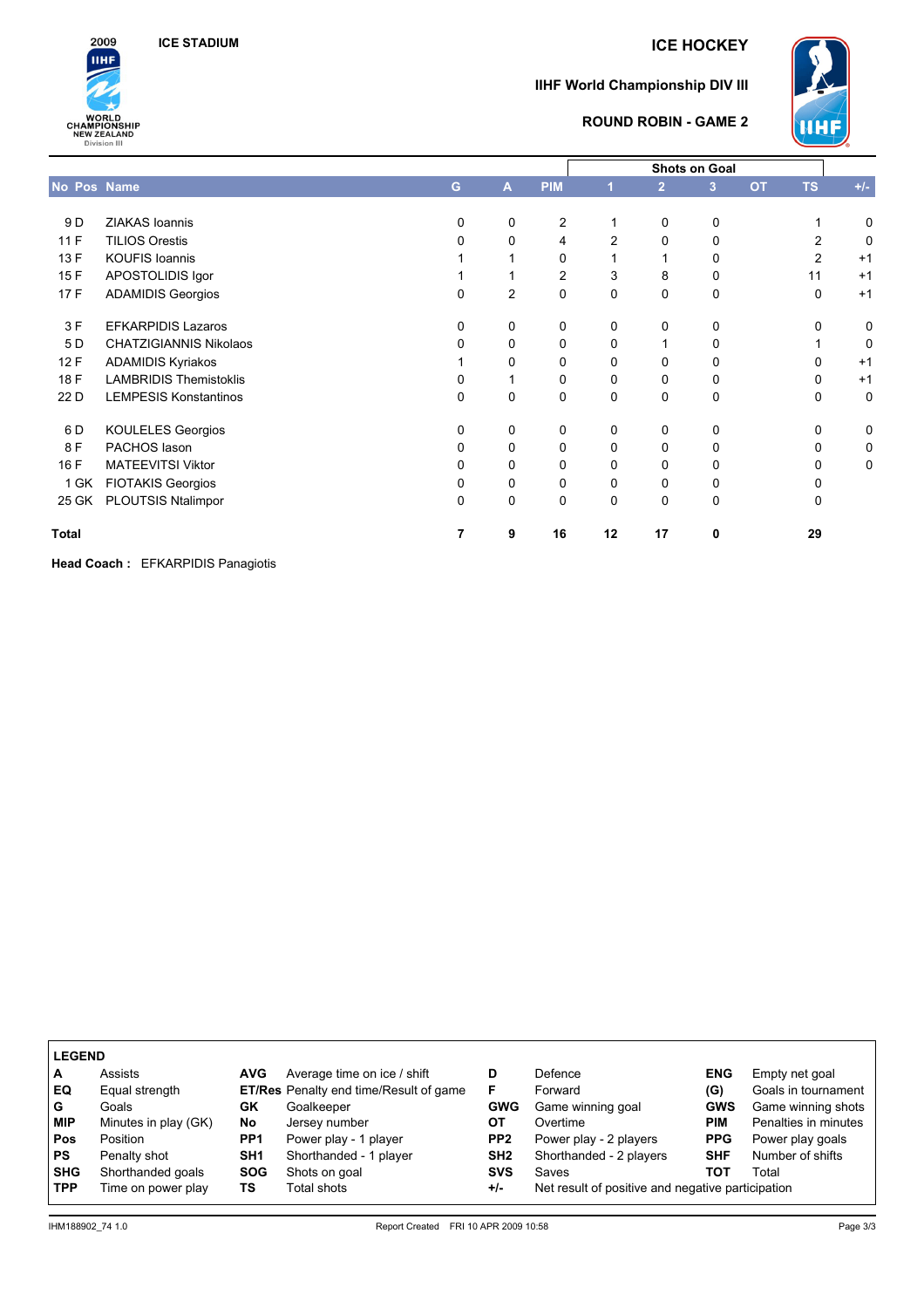2009 IIHF WORLD CHAMPIONSHIP NEW ZEALAND Division III

**ICE STADIUM**

**ICE HOCKEY**

**IIHF World Championship DIV III**

**ROUND ROBIN - GAME 2**

| No | Pos | Name | G | A | PIM | Shots on Goal 1 | 2 | 3 | OT | TS | +/- |
|---|---|---|---|---|---|---|---|---|---|---|---|
| 9 | D | ZIAKAS Ioannis | 0 | 0 | 2 | 1 | 0 | 0 | | 1 | 0 |
| 11 | F | TILIOS Orestis | 0 | 0 | 4 | 2 | 0 | 0 | | 2 | 0 |
| 13 | F | KOUFIS Ioannis | 1 | 1 | 0 | 1 | 1 | 0 | | 2 | +1 |
| 15 | F | APOSTOLIDIS Igor | 1 | 1 | 2 | 3 | 8 | 0 | | 11 | +1 |
| 17 | F | ADAMIDIS Georgios | 0 | 2 | 0 | 0 | 0 | 0 | | 0 | +1 |
| 3 | F | EFKARPIDIS Lazaros | 0 | 0 | 0 | 0 | 0 | 0 | | 0 | 0 |
| 5 | D | CHATZIGIANNIS Nikolaos | 0 | 0 | 0 | 0 | 1 | 0 | | 1 | 0 |
| 12 | F | ADAMIDIS Kyriakos | 1 | 0 | 0 | 0 | 0 | 0 | | 0 | +1 |
| 18 | F | LAMBRIDIS Themistoklis | 0 | 1 | 0 | 0 | 0 | 0 | | 0 | +1 |
| 22 | D | LEMPESIS Konstantinos | 0 | 0 | 0 | 0 | 0 | 0 | | 0 | 0 |
| 6 | D | KOULELES Georgios | 0 | 0 | 0 | 0 | 0 | 0 | | 0 | 0 |
| 8 | F | PACHOS Iason | 0 | 0 | 0 | 0 | 0 | 0 | | 0 | 0 |
| 16 | F | MATEEVITSI Viktor | 0 | 0 | 0 | 0 | 0 | 0 | | 0 | 0 |
| 1 | GK | FIOTAKIS Georgios | 0 | 0 | 0 | 0 | 0 | 0 | | 0 | |
| 25 | GK | PLOUTSIS Ntalimpor | 0 | 0 | 0 | 0 | 0 | 0 | | 0 | |
| **Total** | | | **7** | **9** | **16** | **12** | **17** | **0** | | **29** | |

**Head Coach :** EFKARPIDIS Panagiotis

**LEGEND**

| | | | | | | | |
|---|---|---|---|---|---|---|---|
| **A** | Assists | **AVG** | Average time on ice / shift | **D** | Defence | **ENG** | Empty net goal |
| **EQ** | Equal strength | **ET/Res** | Penalty end time/Result of game | **F** | Forward | **(G)** | Goals in tournament |
| **G** | Goals | **GK** | Goalkeeper | **GWG** | Game winning goal | **GWS** | Game winning shots |
| **MIP** | Minutes in play (GK) | **No** | Jersey number | **OT** | Overtime | **PIM** | Penalties in minutes |
| **Pos** | Position | **PP1** | Power play - 1 player | **PP2** | Power play - 2 players | **PPG** | Power play goals |
| **PS** | Penalty shot | **SH1** | Shorthanded - 1 player | **SH2** | Shorthanded - 2 players | **SHF** | Number of shifts |
| **SHG** | Shorthanded goals | **SOG** | Shots on goal | **SVS** | Saves | **TOT** | Total |
| **TPP** | Time on power play | **TS** | Total shots | **+/-** | Net result of positive and negative participation | | |

IHM188902_74 1.0 Report Created FRI 10 APR 2009 10:58